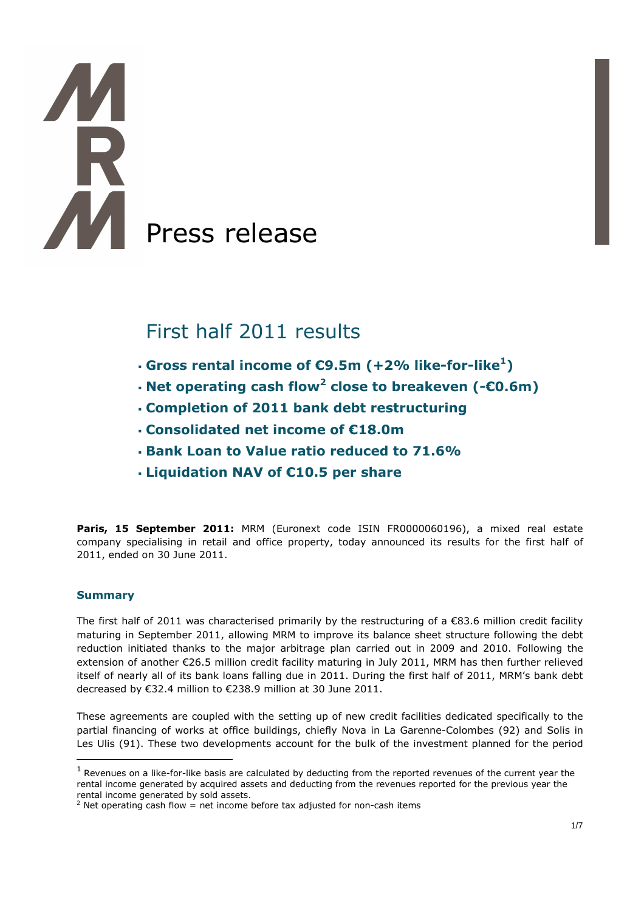MRM

# Press release

## First half 2011 results

- **Gross rental income of €9.5m (+2% like-for-like[1])**
- **Net operating cash flow[2] close to breakeven (-€0.6m)**
- **Completion of 2011 bank debt restructuring**
- **Consolidated net income of €18.0m**
- **Bank Loan to Value ratio reduced to 71.6%**
- **Liquidation NAV of €10.5 per share**

**Paris, 15 September 2011:** MRM (Euronext code ISIN FR0000060196), a mixed real estate company specialising in retail and office property, today announced its results for the first half of 2011, ended on 30 June 2011.

### Summary

The first half of 2011 was characterised primarily by the restructuring of a €83.6 million credit facility maturing in September 2011, allowing MRM to improve its balance sheet structure following the debt reduction initiated thanks to the major arbitrage plan carried out in 2009 and 2010. Following the extension of another €26.5 million credit facility maturing in July 2011, MRM has then further relieved itself of nearly all of its bank loans falling due in 2011. During the first half of 2011, MRM's bank debt decreased by €32.4 million to €238.9 million at 30 June 2011.

These agreements are coupled with the setting up of new credit facilities dedicated specifically to the partial financing of works at office buildings, chiefly Nova in La Garenne-Colombes (92) and Solis in Les Ulis (91). These two developments account for the bulk of the investment planned for the period

---

[1] Revenues on a like-for-like basis are calculated by deducting from the reported revenues of the current year the rental income generated by acquired assets and deducting from the revenues reported for the previous year the rental income generated by sold assets.

[2] Net operating cash flow = net income before tax adjusted for non-cash items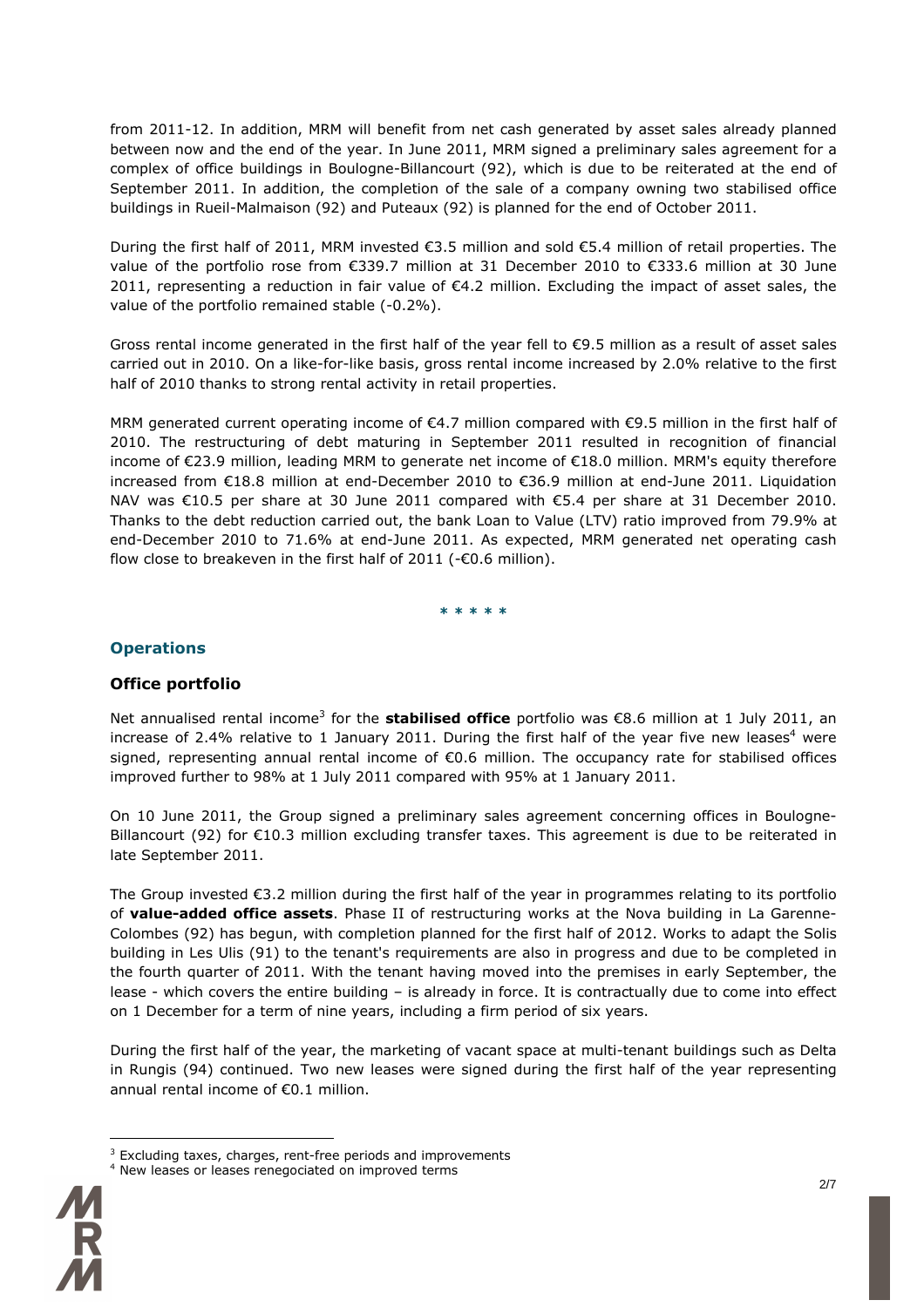from 2011-12. In addition, MRM will benefit from net cash generated by asset sales already planned between now and the end of the year. In June 2011, MRM signed a preliminary sales agreement for a complex of office buildings in Boulogne-Billancourt (92), which is due to be reiterated at the end of September 2011. In addition, the completion of the sale of a company owning two stabilised office buildings in Rueil-Malmaison (92) and Puteaux (92) is planned for the end of October 2011.

During the first half of 2011, MRM invested €3.5 million and sold €5.4 million of retail properties. The value of the portfolio rose from €339.7 million at 31 December 2010 to €333.6 million at 30 June 2011, representing a reduction in fair value of €4.2 million. Excluding the impact of asset sales, the value of the portfolio remained stable (-0.2%).

Gross rental income generated in the first half of the year fell to €9.5 million as a result of asset sales carried out in 2010. On a like-for-like basis, gross rental income increased by 2.0% relative to the first half of 2010 thanks to strong rental activity in retail properties.

MRM generated current operating income of €4.7 million compared with €9.5 million in the first half of 2010. The restructuring of debt maturing in September 2011 resulted in recognition of financial income of €23.9 million, leading MRM to generate net income of €18.0 million. MRM's equity therefore increased from €18.8 million at end-December 2010 to €36.9 million at end-June 2011. Liquidation NAV was €10.5 per share at 30 June 2011 compared with €5.4 per share at 31 December 2010. Thanks to the debt reduction carried out, the bank Loan to Value (LTV) ratio improved from 79.9% at end-December 2010 to 71.6% at end-June 2011. As expected, MRM generated net operating cash flow close to breakeven in the first half of 2011 (-€0.6 million).

\* \* \* \* \*

## Operations

### Office portfolio

Net annualised rental income[3] for the **stabilised office** portfolio was €8.6 million at 1 July 2011, an increase of 2.4% relative to 1 January 2011. During the first half of the year five new leases[4] were signed, representing annual rental income of €0.6 million. The occupancy rate for stabilised offices improved further to 98% at 1 July 2011 compared with 95% at 1 January 2011.

On 10 June 2011, the Group signed a preliminary sales agreement concerning offices in Boulogne-Billancourt (92) for €10.3 million excluding transfer taxes. This agreement is due to be reiterated in late September 2011.

The Group invested €3.2 million during the first half of the year in programmes relating to its portfolio of **value-added office assets**. Phase II of restructuring works at the Nova building in La Garenne-Colombes (92) has begun, with completion planned for the first half of 2012. Works to adapt the Solis building in Les Ulis (91) to the tenant's requirements are also in progress and due to be completed in the fourth quarter of 2011. With the tenant having moved into the premises in early September, the lease - which covers the entire building – is already in force. It is contractually due to come into effect on 1 December for a term of nine years, including a firm period of six years.

During the first half of the year, the marketing of vacant space at multi-tenant buildings such as Delta in Rungis (94) continued. Two new leases were signed during the first half of the year representing annual rental income of €0.1 million.

---

[3] Excluding taxes, charges, rent-free periods and improvements

[4] New leases or leases renegociated on improved terms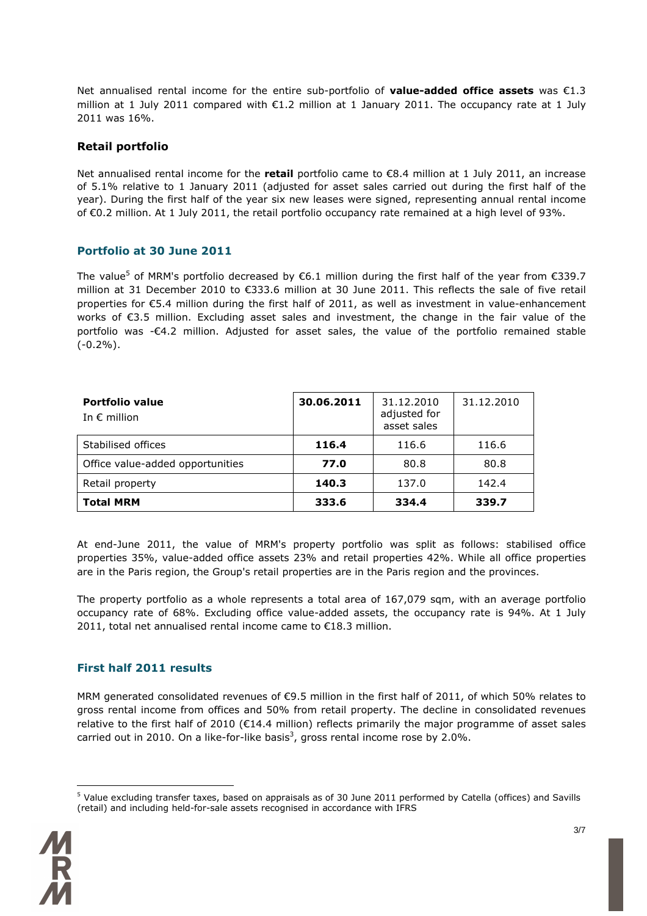Net annualised rental income for the entire sub-portfolio of **value-added office assets** was €1.3 million at 1 July 2011 compared with €1.2 million at 1 January 2011. The occupancy rate at 1 July 2011 was 16%.

### Retail portfolio

Net annualised rental income for the **retail** portfolio came to €8.4 million at 1 July 2011, an increase of 5.1% relative to 1 January 2011 (adjusted for asset sales carried out during the first half of the year). During the first half of the year six new leases were signed, representing annual rental income of €0.2 million. At 1 July 2011, the retail portfolio occupancy rate remained at a high level of 93%.

## Portfolio at 30 June 2011

The value[5] of MRM's portfolio decreased by €6.1 million during the first half of the year from €339.7 million at 31 December 2010 to €333.6 million at 30 June 2011. This reflects the sale of five retail properties for €5.4 million during the first half of 2011, as well as investment in value-enhancement works of €3.5 million. Excluding asset sales and investment, the change in the fair value of the portfolio was -€4.2 million. Adjusted for asset sales, the value of the portfolio remained stable (-0.2%).

| **Portfolio value** In € million | **30.06.2011** | 31.12.2010 adjusted for asset sales | 31.12.2010 |
|---|---|---|---|
| Stabilised offices | **116.4** | 116.6 | 116.6 |
| Office value-added opportunities | **77.0** | 80.8 | 80.8 |
| Retail property | **140.3** | 137.0 | 142.4 |
| **Total MRM** | **333.6** | **334.4** | **339.7** |

At end-June 2011, the value of MRM's property portfolio was split as follows: stabilised office properties 35%, value-added office assets 23% and retail properties 42%. While all office properties are in the Paris region, the Group's retail properties are in the Paris region and the provinces.

The property portfolio as a whole represents a total area of 167,079 sqm, with an average portfolio occupancy rate of 68%. Excluding office value-added assets, the occupancy rate is 94%. At 1 July 2011, total net annualised rental income came to €18.3 million.

## First half 2011 results

MRM generated consolidated revenues of €9.5 million in the first half of 2011, of which 50% relates to gross rental income from offices and 50% from retail property. The decline in consolidated revenues relative to the first half of 2010 (€14.4 million) reflects primarily the major programme of asset sales carried out in 2010. On a like-for-like basis[3], gross rental income rose by 2.0%.

---

[5] Value excluding transfer taxes, based on appraisals as of 30 June 2011 performed by Catella (offices) and Savills (retail) and including held-for-sale assets recognised in accordance with IFRS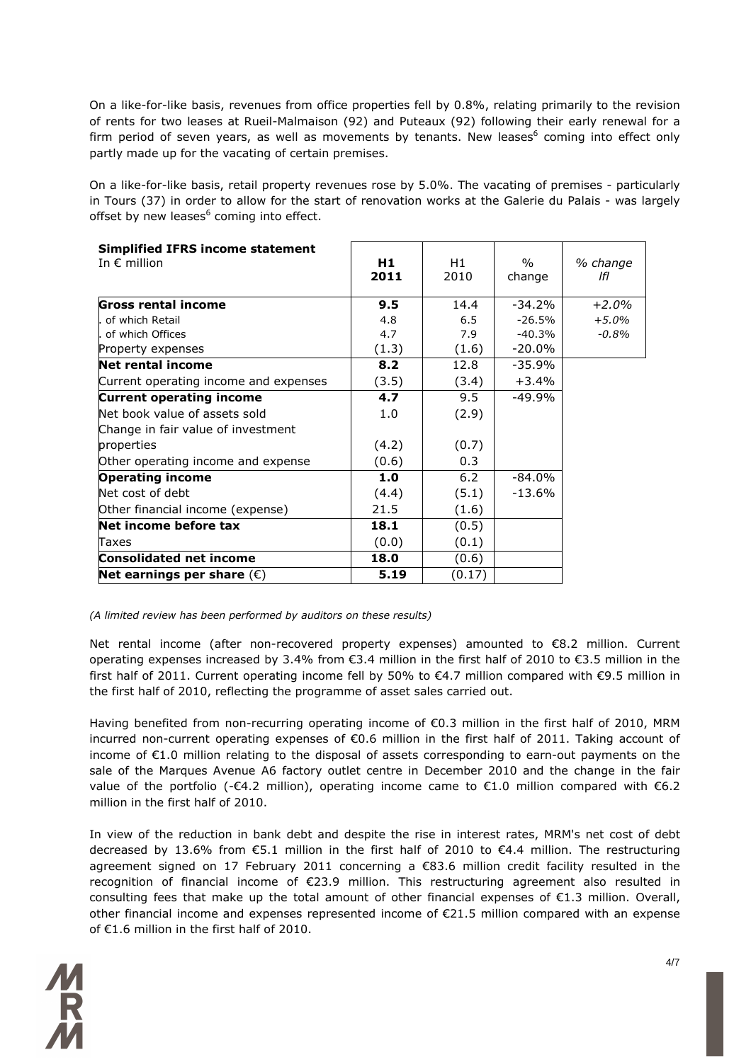On a like-for-like basis, revenues from office properties fell by 0.8%, relating primarily to the revision of rents for two leases at Rueil-Malmaison (92) and Puteaux (92) following their early renewal for a firm period of seven years, as well as movements by tenants. New leases[6] coming into effect only partly made up for the vacating of certain premises.

On a like-for-like basis, retail property revenues rose by 5.0%. The vacating of premises - particularly in Tours (37) in order to allow for the start of renovation works at the Galerie du Palais - was largely offset by new leases[6] coming into effect.

| **Simplified IFRS income statement** In € million | **H1 2011** | H1 2010 | % change | *% change lfl* |
|---|---|---|---|---|
| **Gross rental income** | **9.5** | 14.4 | -34.2% | *+2.0%* |
| . of which Retail | 4.8 | 6.5 | -26.5% | *+5.0%* |
| . of which Offices | 4.7 | 7.9 | -40.3% | *-0.8%* |
| Property expenses | (1.3) | (1.6) | -20.0% | |
| **Net rental income** | **8.2** | 12.8 | -35.9% | |
| Current operating income and expenses | (3.5) | (3.4) | +3.4% | |
| **Current operating income** | **4.7** | 9.5 | -49.9% | |
| Net book value of assets sold | 1.0 | (2.9) | | |
| Change in fair value of investment properties | (4.2) | (0.7) | | |
| Other operating income and expense | (0.6) | 0.3 | | |
| **Operating income** | **1.0** | 6.2 | -84.0% | |
| Net cost of debt | (4.4) | (5.1) | -13.6% | |
| Other financial income (expense) | 21.5 | (1.6) | | |
| **Net income before tax** | **18.1** | (0.5) | | |
| Taxes | (0.0) | (0.1) | | |
| **Consolidated net income** | **18.0** | (0.6) | | |
| **Net earnings per share** (€) | **5.19** | (0.17) | | |

*(A limited review has been performed by auditors on these results)*

Net rental income (after non-recovered property expenses) amounted to €8.2 million. Current operating expenses increased by 3.4% from €3.4 million in the first half of 2010 to €3.5 million in the first half of 2011. Current operating income fell by 50% to €4.7 million compared with €9.5 million in the first half of 2010, reflecting the programme of asset sales carried out.

Having benefited from non-recurring operating income of €0.3 million in the first half of 2010, MRM incurred non-current operating expenses of €0.6 million in the first half of 2011. Taking account of income of €1.0 million relating to the disposal of assets corresponding to earn-out payments on the sale of the Marques Avenue A6 factory outlet centre in December 2010 and the change in the fair value of the portfolio (-€4.2 million), operating income came to €1.0 million compared with €6.2 million in the first half of 2010.

In view of the reduction in bank debt and despite the rise in interest rates, MRM's net cost of debt decreased by 13.6% from €5.1 million in the first half of 2010 to €4.4 million. The restructuring agreement signed on 17 February 2011 concerning a €83.6 million credit facility resulted in the recognition of financial income of €23.9 million. This restructuring agreement also resulted in consulting fees that make up the total amount of other financial expenses of €1.3 million. Overall, other financial income and expenses represented income of €21.5 million compared with an expense of €1.6 million in the first half of 2010.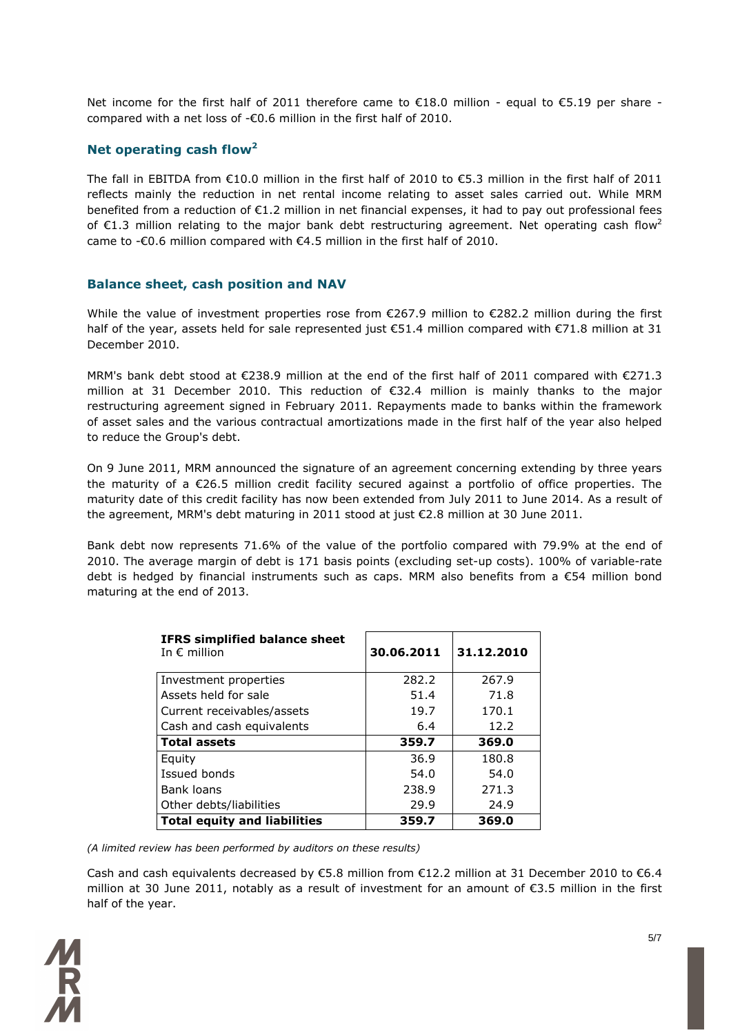Net income for the first half of 2011 therefore came to €18.0 million - equal to €5.19 per share - compared with a net loss of -€0.6 million in the first half of 2010.

## Net operating cash flow[2]

The fall in EBITDA from €10.0 million in the first half of 2010 to €5.3 million in the first half of 2011 reflects mainly the reduction in net rental income relating to asset sales carried out. While MRM benefited from a reduction of €1.2 million in net financial expenses, it had to pay out professional fees of €1.3 million relating to the major bank debt restructuring agreement. Net operating cash flow[2] came to -€0.6 million compared with €4.5 million in the first half of 2010.

## Balance sheet, cash position and NAV

While the value of investment properties rose from €267.9 million to €282.2 million during the first half of the year, assets held for sale represented just €51.4 million compared with €71.8 million at 31 December 2010.

MRM's bank debt stood at €238.9 million at the end of the first half of 2011 compared with €271.3 million at 31 December 2010. This reduction of €32.4 million is mainly thanks to the major restructuring agreement signed in February 2011. Repayments made to banks within the framework of asset sales and the various contractual amortizations made in the first half of the year also helped to reduce the Group's debt.

On 9 June 2011, MRM announced the signature of an agreement concerning extending by three years the maturity of a €26.5 million credit facility secured against a portfolio of office properties. The maturity date of this credit facility has now been extended from July 2011 to June 2014. As a result of the agreement, MRM's debt maturing in 2011 stood at just €2.8 million at 30 June 2011.

Bank debt now represents 71.6% of the value of the portfolio compared with 79.9% at the end of 2010. The average margin of debt is 171 basis points (excluding set-up costs). 100% of variable-rate debt is hedged by financial instruments such as caps. MRM also benefits from a €54 million bond maturing at the end of 2013.

| **IFRS simplified balance sheet** In € million | **30.06.2011** | **31.12.2010** |
|---|---|---|
| Investment properties | 282.2 | 267.9 |
| Assets held for sale | 51.4 | 71.8 |
| Current receivables/assets | 19.7 | 170.1 |
| Cash and cash equivalents | 6.4 | 12.2 |
| **Total assets** | **359.7** | **369.0** |
| Equity | 36.9 | 180.8 |
| Issued bonds | 54.0 | 54.0 |
| Bank loans | 238.9 | 271.3 |
| Other debts/liabilities | 29.9 | 24.9 |
| **Total equity and liabilities** | **359.7** | **369.0** |

*(A limited review has been performed by auditors on these results)*

Cash and cash equivalents decreased by €5.8 million from €12.2 million at 31 December 2010 to €6.4 million at 30 June 2011, notably as a result of investment for an amount of €3.5 million in the first half of the year.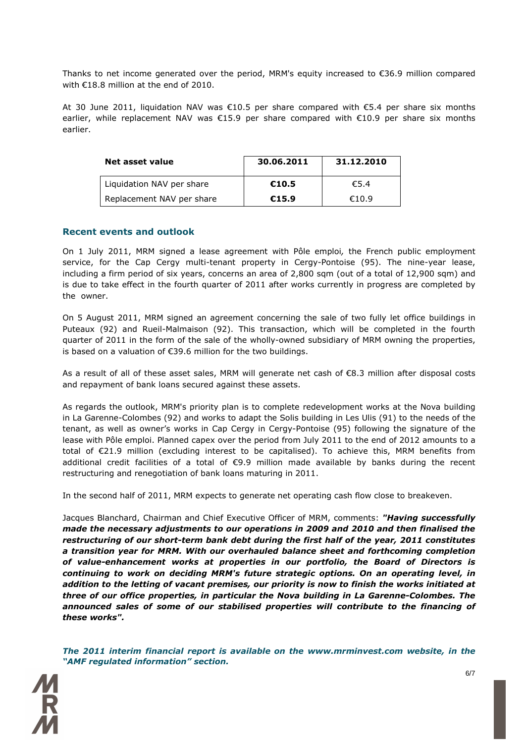Thanks to net income generated over the period, MRM's equity increased to €36.9 million compared with €18.8 million at the end of 2010.

At 30 June 2011, liquidation NAV was €10.5 per share compared with €5.4 per share six months earlier, while replacement NAV was €15.9 per share compared with €10.9 per share six months earlier.

| Net asset value | 30.06.2011 | 31.12.2010 |
|---|---|---|
| Liquidation NAV per share | **€10.5** | €5.4 |
| Replacement NAV per share | **€15.9** | €10.9 |

## Recent events and outlook

On 1 July 2011, MRM signed a lease agreement with Pôle emploi*,* the French public employment service, for the Cap Cergy multi-tenant property in Cergy-Pontoise (95). The nine-year lease, including a firm period of six years, concerns an area of 2,800 sqm (out of a total of 12,900 sqm) and is due to take effect in the fourth quarter of 2011 after works currently in progress are completed by the owner.

On 5 August 2011, MRM signed an agreement concerning the sale of two fully let office buildings in Puteaux (92) and Rueil-Malmaison (92). This transaction, which will be completed in the fourth quarter of 2011 in the form of the sale of the wholly-owned subsidiary of MRM owning the properties, is based on a valuation of €39.6 million for the two buildings.

As a result of all of these asset sales, MRM will generate net cash of €8.3 million after disposal costs and repayment of bank loans secured against these assets.

As regards the outlook, MRM's priority plan is to complete redevelopment works at the Nova building in La Garenne-Colombes (92) and works to adapt the Solis building in Les Ulis (91) to the needs of the tenant, as well as owner's works in Cap Cergy in Cergy-Pontoise (95) following the signature of the lease with Pôle emploi. Planned capex over the period from July 2011 to the end of 2012 amounts to a total of €21.9 million (excluding interest to be capitalised). To achieve this, MRM benefits from additional credit facilities of a total of €9.9 million made available by banks during the recent restructuring and renegotiation of bank loans maturing in 2011.

In the second half of 2011, MRM expects to generate net operating cash flow close to breakeven.

Jacques Blanchard, Chairman and Chief Executive Officer of MRM, comments: ***"Having successfully made the necessary adjustments to our operations in 2009 and 2010 and then finalised the restructuring of our short-term bank debt during the first half of the year, 2011 constitutes a transition year for MRM. With our overhauled balance sheet and forthcoming completion of value-enhancement works at properties in our portfolio, the Board of Directors is continuing to work on deciding MRM's future strategic options. On an operating level, in addition to the letting of vacant premises, our priority is now to finish the works initiated at three of our office properties, in particular the Nova building in La Garenne-Colombes. The announced sales of some of our stabilised properties will contribute to the financing of these works".***

***The 2011 interim financial report is available on the www.mrminvest.com website, in the "AMF regulated information" section.***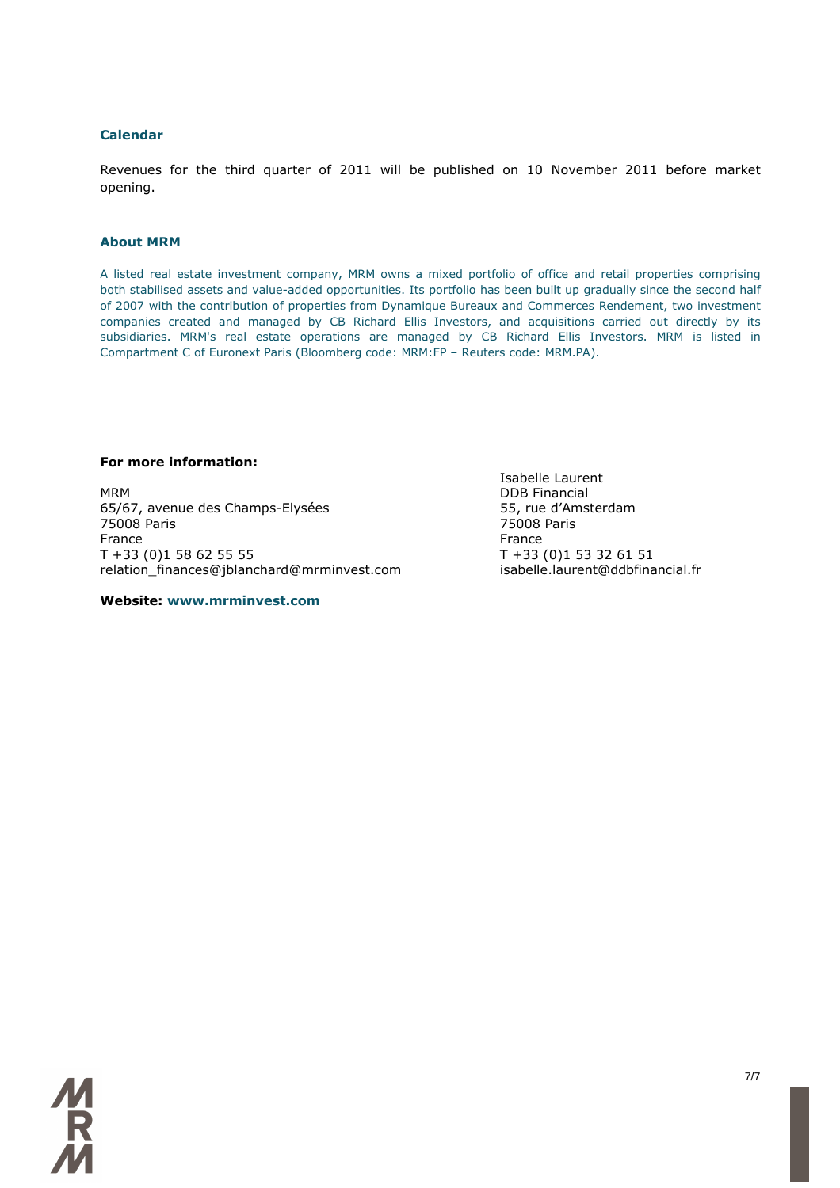## Calendar

Revenues for the third quarter of 2011 will be published on 10 November 2011 before market opening.

## About MRM

A listed real estate investment company, MRM owns a mixed portfolio of office and retail properties comprising both stabilised assets and value-added opportunities. Its portfolio has been built up gradually since the second half of 2007 with the contribution of properties from Dynamique Bureaux and Commerces Rendement, two investment companies created and managed by CB Richard Ellis Investors, and acquisitions carried out directly by its subsidiaries. MRM's real estate operations are managed by CB Richard Ellis Investors. MRM is listed in Compartment C of Euronext Paris (Bloomberg code: MRM:FP – Reuters code: MRM.PA).

**For more information:**

MRM
65/67, avenue des Champs-Elysées
75008 Paris
France
T +33 (0)1 58 62 55 55
relation_finances@jblanchard@mrminvest.com

Isabelle Laurent
DDB Financial
55, rue d'Amsterdam
75008 Paris
France
T +33 (0)1 53 32 61 51
isabelle.laurent@ddbfinancial.fr

**Website: www.mrminvest.com**